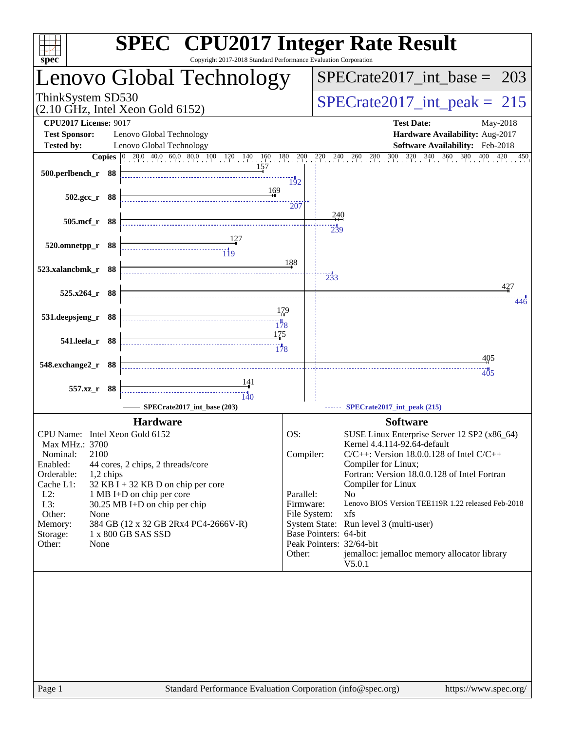# SPEC CPU2017 Integer Rate Result

Copyright 2017-2018 Standard Performance Evaluation Corporation

## Lenovo Global Technology

ThinkSystem SD530
(2.10 GHz, Intel Xeon Gold 6152)

SPECrate2017_int_base = 203

SPECrate2017_int_peak = 215

**CPU2017 License:** 9017
**Test Sponsor:** Lenovo Global Technology
**Tested by:** Lenovo Global Technology

**Test Date:** May-2018
**Hardware Availability:** Aug-2017
**Software Availability:** Feb-2018

| Benchmark | Copies | Base | Peak |
|---|---|---|---|
| 500.perlbench_r | 88 | 157 | 192 |
| 502.gcc_r | 88 | 169 | 207 |
| 505.mcf_r | 88 | 240 | 239 |
| 520.omnetpp_r | 88 | 127 | 119 |
| 523.xalancbmk_r | 88 | 188 | 233 |
| 525.x264_r | 88 | 427 | 446 |
| 531.deepsjeng_r | 88 | 179 | 178 |
| 541.leela_r | 88 | 175 | 178 |
| 548.exchange2_r | 88 | 405 | 405 |
| 557.xz_r | 88 | 141 | 140 |

SPECrate2017_int_base (203) — SPECrate2017_int_peak (215)

### Hardware

| | |
|---|---|
| CPU Name: | Intel Xeon Gold 6152 |
| Max MHz.: | 3700 |
| Nominal: | 2100 |
| Enabled: | 44 cores, 2 chips, 2 threads/core |
| Orderable: | 1,2 chips |
| Cache L1: | 32 KB I + 32 KB D on chip per core |
| L2: | 1 MB I+D on chip per core |
| L3: | 30.25 MB I+D on chip per chip |
| Other: | None |
| Memory: | 384 GB (12 x 32 GB 2Rx4 PC4-2666V-R) |
| Storage: | 1 x 800 GB SAS SSD |
| Other: | None |

### Software

| | |
|---|---|
| OS: | SUSE Linux Enterprise Server 12 SP2 (x86_64) Kernel 4.4.114-92.64-default |
| Compiler: | C/C++: Version 18.0.0.128 of Intel C/C++ Compiler for Linux; Fortran: Version 18.0.0.128 of Intel Fortran Compiler for Linux |
| Parallel: | No |
| Firmware: | Lenovo BIOS Version TEE119R 1.22 released Feb-2018 |
| File System: | xfs |
| System State: | Run level 3 (multi-user) |
| Base Pointers: | 64-bit |
| Peak Pointers: | 32/64-bit |
| Other: | jemalloc: jemalloc memory allocator library V5.0.1 |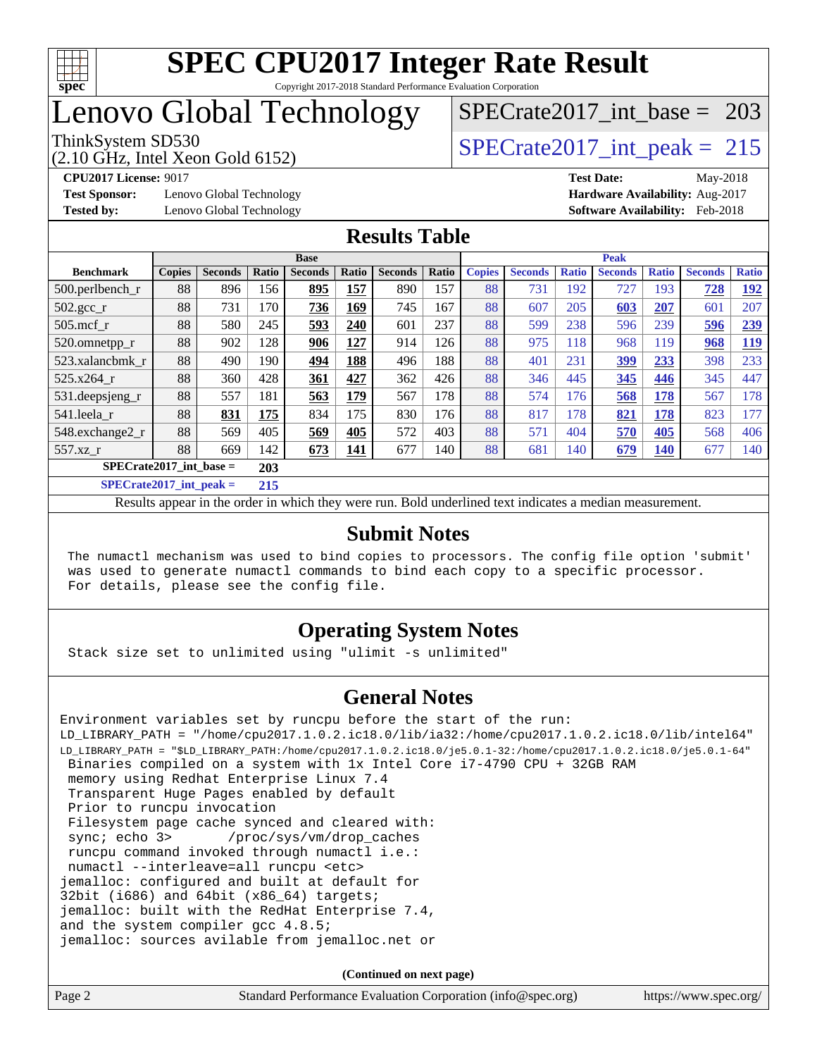# SPEC CPU2017 Integer Rate Result

Copyright 2017-2018 Standard Performance Evaluation Corporation

# Lenovo Global Technology

ThinkSystem SD530
(2.10 GHz, Intel Xeon Gold 6152)

SPECrate2017_int_base = 203

SPECrate2017_int_peak = 215

**CPU2017 License:** 9017
**Test Sponsor:** Lenovo Global Technology
**Tested by:** Lenovo Global Technology

**Test Date:** May-2018
**Hardware Availability:** Aug-2017
**Software Availability:** Feb-2018

## Results Table

| Benchmark | Base | | | | | | | Peak | | | | | | |
|---|---|---|---|---|---|---|---|---|---|---|---|---|---|---|
| | Copies | Seconds | Ratio | Seconds | Ratio | Seconds | Ratio | Copies | Seconds | Ratio | Seconds | Ratio | Seconds | Ratio |
| 500.perlbench_r | 88 | 896 | 156 | **895** | **157** | 890 | 157 | 88 | 731 | 192 | 727 | 193 | **728** | **192** |
| 502.gcc_r | 88 | 731 | 170 | **736** | **169** | 745 | 167 | 88 | 607 | 205 | **603** | **207** | 601 | 207 |
| 505.mcf_r | 88 | 580 | 245 | **593** | **240** | 601 | 237 | 88 | 599 | 238 | 596 | 239 | **596** | **239** |
| 520.omnetpp_r | 88 | 902 | 128 | **906** | **127** | 914 | 126 | 88 | 975 | 118 | 968 | 119 | **968** | **119** |
| 523.xalancbmk_r | 88 | 490 | 190 | **494** | **188** | 496 | 188 | 88 | 401 | 231 | **399** | **233** | 398 | 233 |
| 525.x264_r | 88 | 360 | 428 | **361** | **427** | 362 | 426 | 88 | 346 | 445 | **345** | **446** | 345 | 447 |
| 531.deepsjeng_r | 88 | 557 | 181 | **563** | **179** | 567 | 178 | 88 | 574 | 176 | **568** | **178** | 567 | 178 |
| 541.leela_r | 88 | **831** | **175** | 834 | 175 | 830 | 176 | 88 | 817 | 178 | **821** | **178** | 823 | 177 |
| 548.exchange2_r | 88 | 569 | 405 | **569** | **405** | 572 | 403 | 88 | 571 | 404 | **570** | **405** | 568 | 406 |
| 557.xz_r | 88 | 669 | 142 | **673** | **141** | 677 | 140 | 88 | 681 | 140 | **679** | **140** | 677 | 140 |

**SPECrate2017_int_base = 203**

**SPECrate2017_int_peak = 215**

Results appear in the order in which they were run. Bold underlined text indicates a median measurement.

## Submit Notes

```
The numactl mechanism was used to bind copies to processors. The config file option 'submit'
was used to generate numactl commands to bind each copy to a specific processor.
For details, please see the config file.
```

## Operating System Notes

```
Stack size set to unlimited using "ulimit -s unlimited"
```

## General Notes

```
Environment variables set by runcpu before the start of the run:
LD_LIBRARY_PATH = "/home/cpu2017.1.0.2.ic18.0/lib/ia32:/home/cpu2017.1.0.2.ic18.0/lib/intel64"
LD_LIBRARY_PATH = "$LD_LIBRARY_PATH:/home/cpu2017.1.0.2.ic18.0/je5.0.1-32:/home/cpu2017.1.0.2.ic18.0/je5.0.1-64"
 Binaries compiled on a system with 1x Intel Core i7-4790 CPU + 32GB RAM
 memory using Redhat Enterprise Linux 7.4
 Transparent Huge Pages enabled by default
 Prior to runcpu invocation
 Filesystem page cache synced and cleared with:
 sync; echo 3>       /proc/sys/vm/drop_caches
 runcpu command invoked through numactl i.e.:
 numactl --interleave=all runcpu <etc>
jemalloc: configured and built at default for
32bit (i686) and 64bit (x86_64) targets;
jemalloc: built with the RedHat Enterprise 7.4,
and the system compiler gcc 4.8.5;
jemalloc: sources avilable from jemalloc.net or
```

(Continued on next page)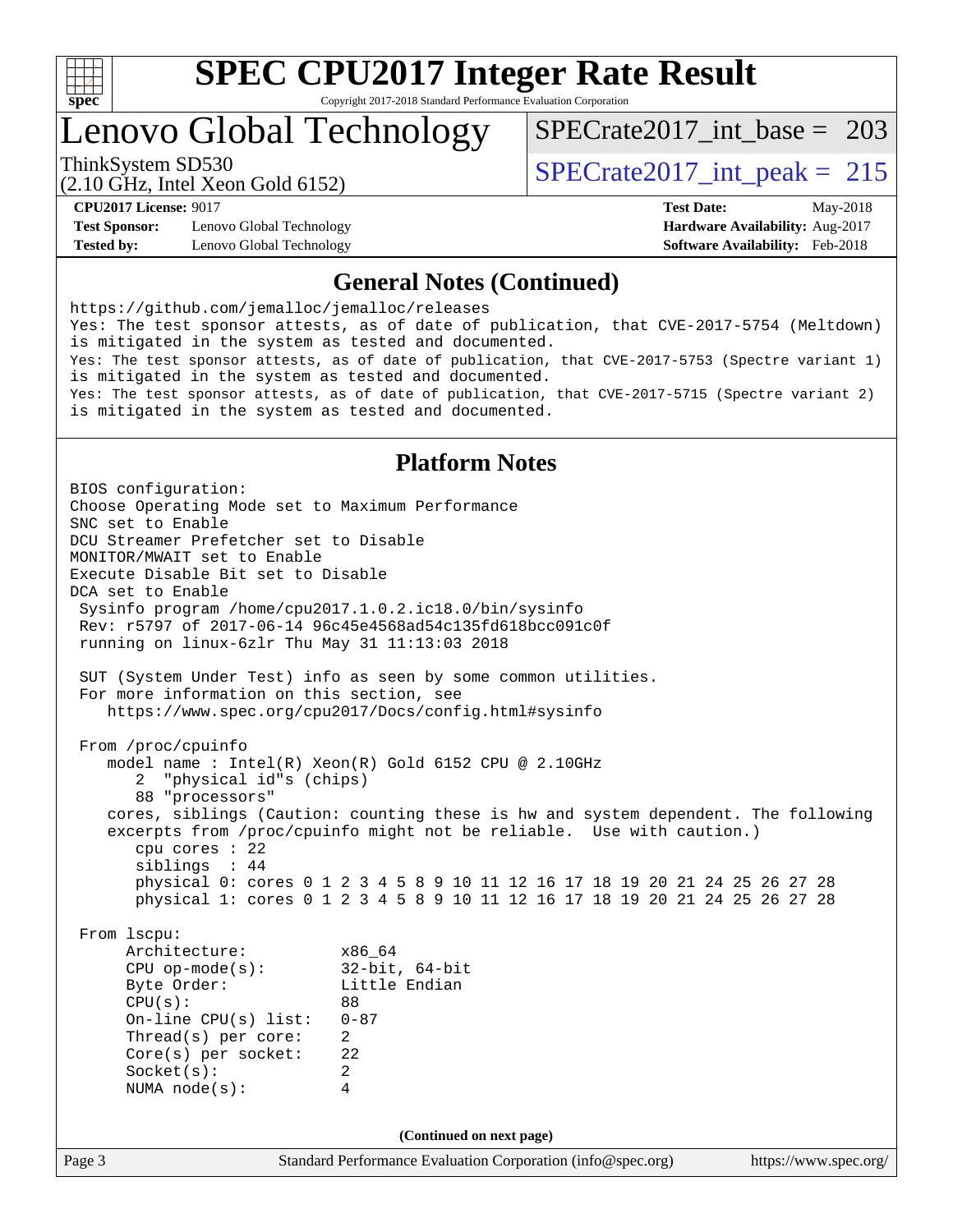# SPEC CPU2017 Integer Rate Result

Copyright 2017-2018 Standard Performance Evaluation Corporation

## Lenovo Global Technology

ThinkSystem SD530
(2.10 GHz, Intel Xeon Gold 6152)

SPECrate2017_int_base = 203

SPECrate2017_int_peak = 215

**CPU2017 License:** 9017
**Test Sponsor:** Lenovo Global Technology
**Tested by:** Lenovo Global Technology

**Test Date:** May-2018
**Hardware Availability:** Aug-2017
**Software Availability:** Feb-2018

### General Notes (Continued)

```
https://github.com/jemalloc/jemalloc/releases
Yes: The test sponsor attests, as of date of publication, that CVE-2017-5754 (Meltdown)
is mitigated in the system as tested and documented.
Yes: The test sponsor attests, as of date of publication, that CVE-2017-5753 (Spectre variant 1)
is mitigated in the system as tested and documented.
Yes: The test sponsor attests, as of date of publication, that CVE-2017-5715 (Spectre variant 2)
is mitigated in the system as tested and documented.
```

### Platform Notes

```
BIOS configuration:
Choose Operating Mode set to Maximum Performance
SNC set to Enable
DCU Streamer Prefetcher set to Disable
MONITOR/MWAIT set to Enable
Execute Disable Bit set to Disable
DCA set to Enable
 Sysinfo program /home/cpu2017.1.0.2.ic18.0/bin/sysinfo
 Rev: r5797 of 2017-06-14 96c45e4568ad54c135fd618bcc091c0f
 running on linux-6zlr Thu May 31 11:13:03 2018

 SUT (System Under Test) info as seen by some common utilities.
 For more information on this section, see
    https://www.spec.org/cpu2017/Docs/config.html#sysinfo

 From /proc/cpuinfo
    model name : Intel(R) Xeon(R) Gold 6152 CPU @ 2.10GHz
       2  "physical id"s (chips)
       88 "processors"
    cores, siblings (Caution: counting these is hw and system dependent. The following
    excerpts from /proc/cpuinfo might not be reliable.  Use with caution.)
       cpu cores : 22
       siblings  : 44
       physical 0: cores 0 1 2 3 4 5 8 9 10 11 12 16 17 18 19 20 21 24 25 26 27 28
       physical 1: cores 0 1 2 3 4 5 8 9 10 11 12 16 17 18 19 20 21 24 25 26 27 28

 From lscpu:
      Architecture:          x86_64
      CPU op-mode(s):        32-bit, 64-bit
      Byte Order:            Little Endian
      CPU(s):                88
      On-line CPU(s) list:   0-87
      Thread(s) per core:    2
      Core(s) per socket:    22
      Socket(s):             2
      NUMA node(s):          4
```

**(Continued on next page)**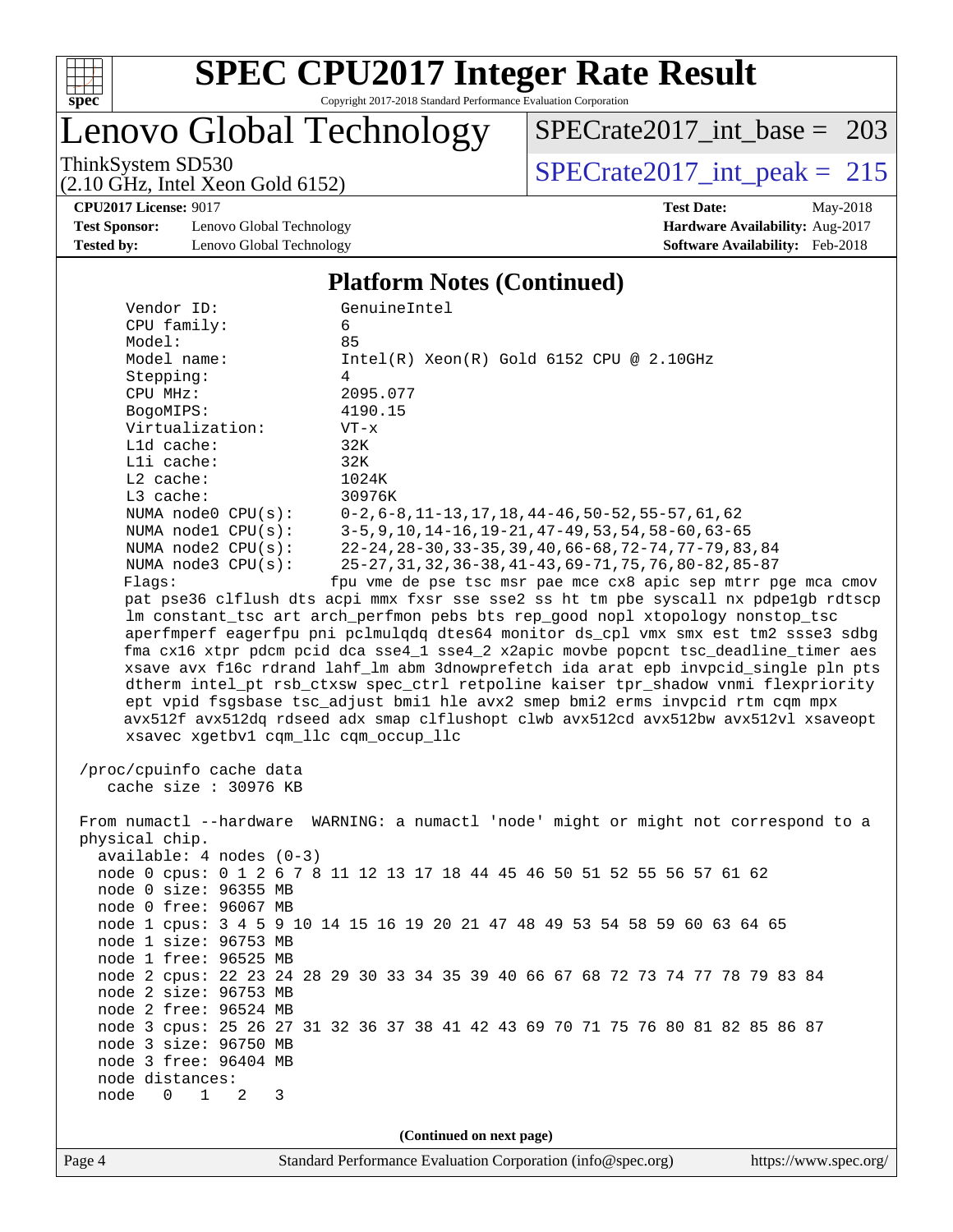# SPEC CPU2017 Integer Rate Result

Copyright 2017-2018 Standard Performance Evaluation Corporation

## Lenovo Global Technology

ThinkSystem SD530
(2.10 GHz, Intel Xeon Gold 6152)

SPECrate2017_int_base = 203

SPECrate2017_int_peak = 215

**CPU2017 License:** 9017
**Test Sponsor:** Lenovo Global Technology
**Tested by:** Lenovo Global Technology

**Test Date:** May-2018
**Hardware Availability:** Aug-2017
**Software Availability:** Feb-2018

### Platform Notes (Continued)

```
     Vendor ID:             GenuineIntel
     CPU family:            6
     Model:                 85
     Model name:            Intel(R) Xeon(R) Gold 6152 CPU @ 2.10GHz
     Stepping:              4
     CPU MHz:               2095.077
     BogoMIPS:              4190.15
     Virtualization:        VT-x
     L1d cache:             32K
     L1i cache:             32K
     L2 cache:              1024K
     L3 cache:              30976K
     NUMA node0 CPU(s):     0-2,6-8,11-13,17,18,44-46,50-52,55-57,61,62
     NUMA node1 CPU(s):     3-5,9,10,14-16,19-21,47-49,53,54,58-60,63-65
     NUMA node2 CPU(s):     22-24,28-30,33-35,39,40,66-68,72-74,77-79,83,84
     NUMA node3 CPU(s):     25-27,31,32,36-38,41-43,69-71,75,76,80-82,85-87
     Flags:                fpu vme de pse tsc msr pae mce cx8 apic sep mtrr pge mca cmov
     pat pse36 clflush dts acpi mmx fxsr sse sse2 ss ht tm pbe syscall nx pdpe1gb rdtscp
     lm constant_tsc art arch_perfmon pebs bts rep_good nopl xtopology nonstop_tsc
     aperfmperf eagerfpu pni pclmulqdq dtes64 monitor ds_cpl vmx smx est tm2 ssse3 sdbg
     fma cx16 xtpr pdcm pcid dca sse4_1 sse4_2 x2apic movbe popcnt tsc_deadline_timer aes
     xsave avx f16c rdrand lahf_lm abm 3dnowprefetch ida arat epb invpcid_single pln pts
     dtherm intel_pt rsb_ctxsw spec_ctrl retpoline kaiser tpr_shadow vnmi flexpriority
     ept vpid fsgsbase tsc_adjust bmi1 hle avx2 smep bmi2 erms invpcid rtm cqm mpx
     avx512f avx512dq rdseed adx smap clflushopt clwb avx512cd avx512bw avx512vl xsaveopt
     xsavec xgetbv1 cqm_llc cqm_occup_llc

 /proc/cpuinfo cache data
    cache size : 30976 KB

 From numactl --hardware  WARNING: a numactl 'node' might or might not correspond to a
 physical chip.
   available: 4 nodes (0-3)
   node 0 cpus: 0 1 2 6 7 8 11 12 13 17 18 44 45 46 50 51 52 55 56 57 61 62
   node 0 size: 96355 MB
   node 0 free: 96067 MB
   node 1 cpus: 3 4 5 9 10 14 15 16 19 20 21 47 48 49 53 54 58 59 60 63 64 65
   node 1 size: 96753 MB
   node 1 free: 96525 MB
   node 2 cpus: 22 23 24 28 29 30 33 34 35 39 40 66 67 68 72 73 74 77 78 79 83 84
   node 2 size: 96753 MB
   node 2 free: 96524 MB
   node 3 cpus: 25 26 27 31 32 36 37 38 41 42 43 69 70 71 75 76 80 81 82 85 86 87
   node 3 size: 96750 MB
   node 3 free: 96404 MB
   node distances:
   node   0   1   2   3
```

(Continued on next page)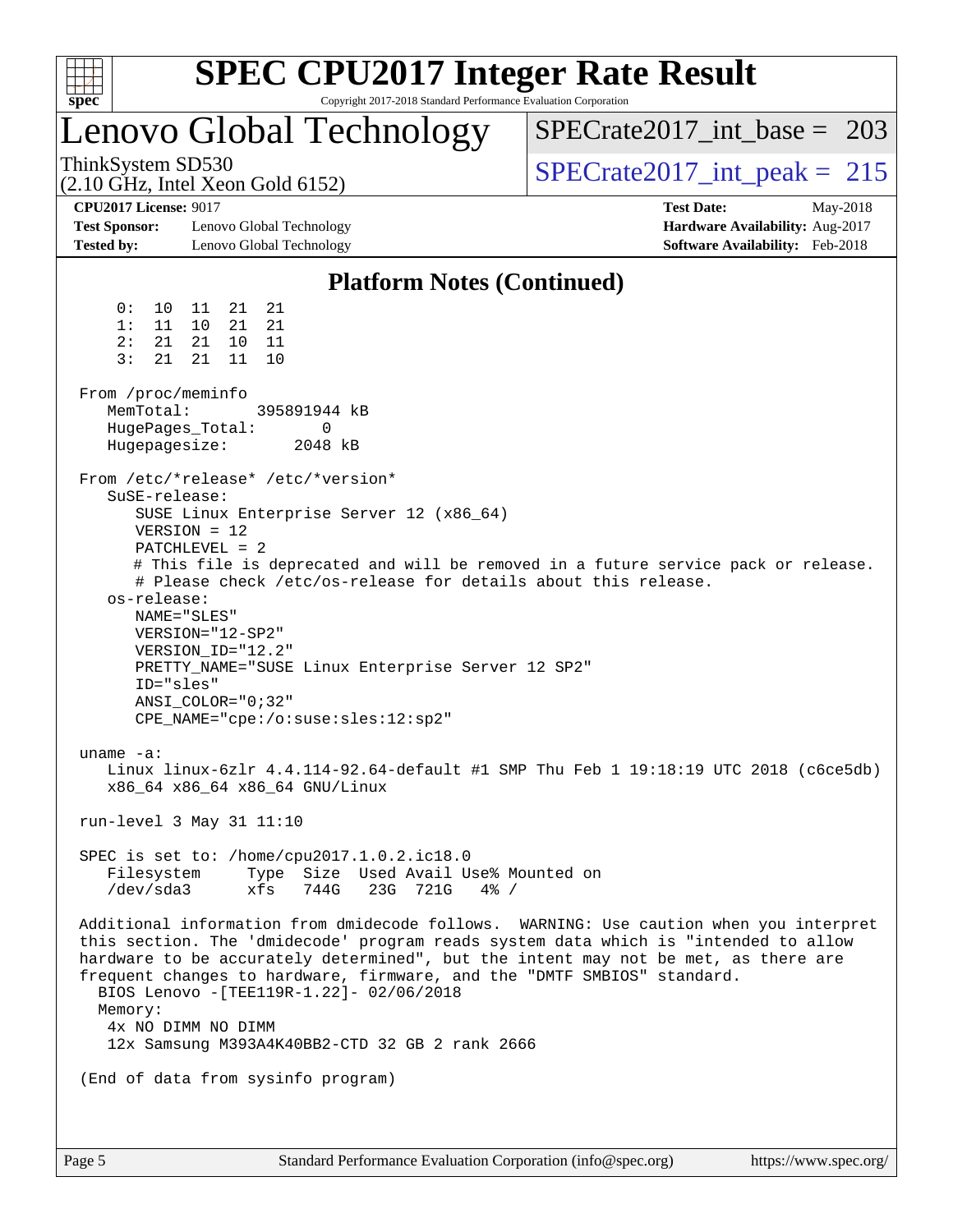# SPEC CPU2017 Integer Rate Result

Copyright 2017-2018 Standard Performance Evaluation Corporation

## Lenovo Global Technology

ThinkSystem SD530
(2.10 GHz, Intel Xeon Gold 6152)

SPECrate2017_int_base = 203

SPECrate2017_int_peak = 215

**CPU2017 License:** 9017
**Test Sponsor:** Lenovo Global Technology
**Tested by:** Lenovo Global Technology

**Test Date:** May-2018
**Hardware Availability:** Aug-2017
**Software Availability:** Feb-2018

### Platform Notes (Continued)

```
     0:  10  11  21  21
     1:  11  10  21  21
     2:  21  21  10  11
     3:  21  21  11  10

 From /proc/meminfo
    MemTotal:       395891944 kB
    HugePages_Total:       0
    Hugepagesize:       2048 kB

 From /etc/*release* /etc/*version*
    SuSE-release:
       SUSE Linux Enterprise Server 12 (x86_64)
       VERSION = 12
       PATCHLEVEL = 2
       # This file is deprecated and will be removed in a future service pack or release.
       # Please check /etc/os-release for details about this release.
    os-release:
       NAME="SLES"
       VERSION="12-SP2"
       VERSION_ID="12.2"
       PRETTY_NAME="SUSE Linux Enterprise Server 12 SP2"
       ID="sles"
       ANSI_COLOR="0;32"
       CPE_NAME="cpe:/o:suse:sles:12:sp2"

 uname -a:
    Linux linux-6zlr 4.4.114-92.64-default #1 SMP Thu Feb 1 19:18:19 UTC 2018 (c6ce5db)
    x86_64 x86_64 x86_64 GNU/Linux

 run-level 3 May 31 11:10

 SPEC is set to: /home/cpu2017.1.0.2.ic18.0
    Filesystem     Type  Size  Used Avail Use% Mounted on
    /dev/sda3      xfs   744G   23G  721G   4% /

 Additional information from dmidecode follows.  WARNING: Use caution when you interpret
 this section. The 'dmidecode' program reads system data which is "intended to allow
 hardware to be accurately determined", but the intent may not be met, as there are
 frequent changes to hardware, firmware, and the "DMTF SMBIOS" standard.
   BIOS Lenovo -[TEE119R-1.22]- 02/06/2018
   Memory:
    4x NO DIMM NO DIMM
    12x Samsung M393A4K40BB2-CTD 32 GB 2 rank 2666

 (End of data from sysinfo program)
```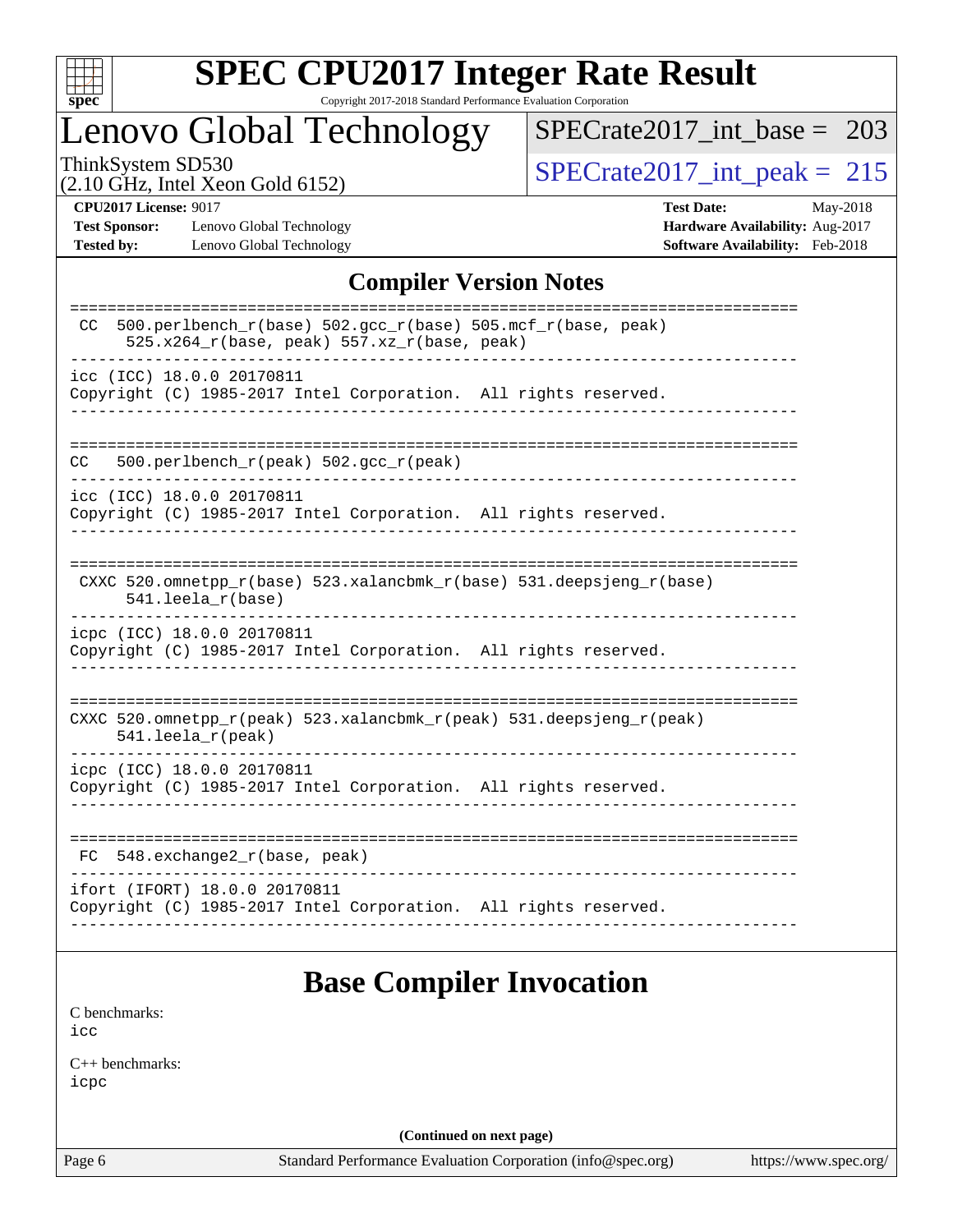## Compiler Version Notes

```
==============================================================================
 CC  500.perlbench_r(base) 502.gcc_r(base) 505.mcf_r(base, peak)
      525.x264_r(base, peak) 557.xz_r(base, peak)
------------------------------------------------------------------------------
icc (ICC) 18.0.0 20170811
Copyright (C) 1985-2017 Intel Corporation.  All rights reserved.
------------------------------------------------------------------------------

==============================================================================
CC   500.perlbench_r(peak) 502.gcc_r(peak)
------------------------------------------------------------------------------
icc (ICC) 18.0.0 20170811
Copyright (C) 1985-2017 Intel Corporation.  All rights reserved.
------------------------------------------------------------------------------

==============================================================================
 CXXC 520.omnetpp_r(base) 523.xalancbmk_r(base) 531.deepsjeng_r(base)
      541.leela_r(base)
------------------------------------------------------------------------------
icpc (ICC) 18.0.0 20170811
Copyright (C) 1985-2017 Intel Corporation.  All rights reserved.
------------------------------------------------------------------------------

==============================================================================
CXXC 520.omnetpp_r(peak) 523.xalancbmk_r(peak) 531.deepsjeng_r(peak)
     541.leela_r(peak)
------------------------------------------------------------------------------
icpc (ICC) 18.0.0 20170811
Copyright (C) 1985-2017 Intel Corporation.  All rights reserved.
------------------------------------------------------------------------------

==============================================================================
 FC  548.exchange2_r(base, peak)
------------------------------------------------------------------------------
ifort (IFORT) 18.0.0 20170811
Copyright (C) 1985-2017 Intel Corporation.  All rights reserved.
------------------------------------------------------------------------------
```

## Base Compiler Invocation

C benchmarks:
icc

C++ benchmarks:
icpc

**(Continued on next page)**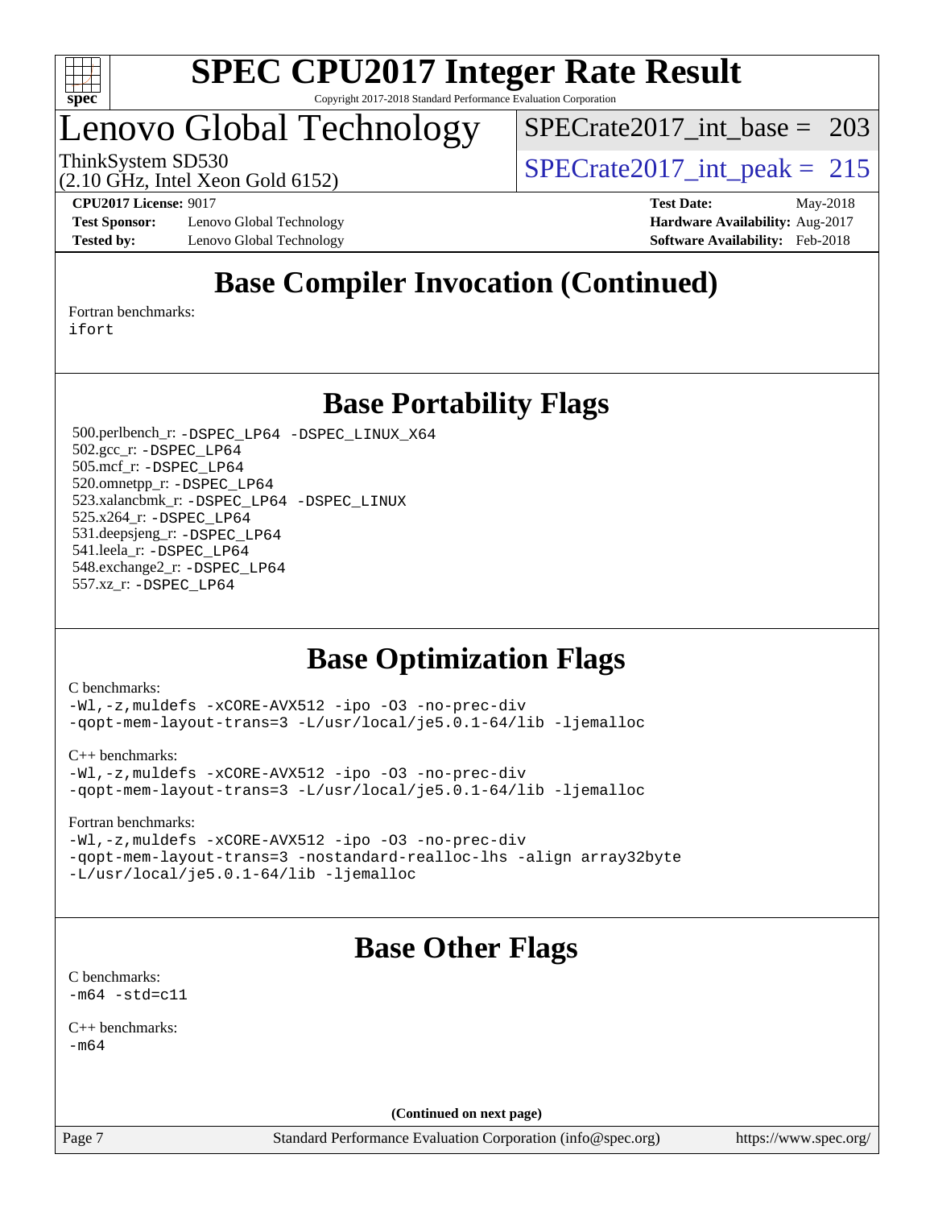# SPEC CPU2017 Integer Rate Result

Copyright 2017-2018 Standard Performance Evaluation Corporation

## Lenovo Global Technology

ThinkSystem SD530
(2.10 GHz, Intel Xeon Gold 6152)

SPECrate2017_int_base = 203

SPECrate2017_int_peak = 215

**CPU2017 License:** 9017
**Test Sponsor:** Lenovo Global Technology
**Tested by:** Lenovo Global Technology

**Test Date:** May-2018
**Hardware Availability:** Aug-2017
**Software Availability:** Feb-2018

## Base Compiler Invocation (Continued)

Fortran benchmarks:
ifort

## Base Portability Flags

500.perlbench_r: -DSPEC_LP64 -DSPEC_LINUX_X64
502.gcc_r: -DSPEC_LP64
505.mcf_r: -DSPEC_LP64
520.omnetpp_r: -DSPEC_LP64
523.xalancbmk_r: -DSPEC_LP64 -DSPEC_LINUX
525.x264_r: -DSPEC_LP64
531.deepsjeng_r: -DSPEC_LP64
541.leela_r: -DSPEC_LP64
548.exchange2_r: -DSPEC_LP64
557.xz_r: -DSPEC_LP64

## Base Optimization Flags

C benchmarks:
-Wl,-z,muldefs -xCORE-AVX512 -ipo -O3 -no-prec-div
-qopt-mem-layout-trans=3 -L/usr/local/je5.0.1-64/lib -ljemalloc

C++ benchmarks:
-Wl,-z,muldefs -xCORE-AVX512 -ipo -O3 -no-prec-div
-qopt-mem-layout-trans=3 -L/usr/local/je5.0.1-64/lib -ljemalloc

Fortran benchmarks:
-Wl,-z,muldefs -xCORE-AVX512 -ipo -O3 -no-prec-div
-qopt-mem-layout-trans=3 -nostandard-realloc-lhs -align array32byte
-L/usr/local/je5.0.1-64/lib -ljemalloc

## Base Other Flags

C benchmarks:
-m64 -std=c11

C++ benchmarks:
-m64

**(Continued on next page)**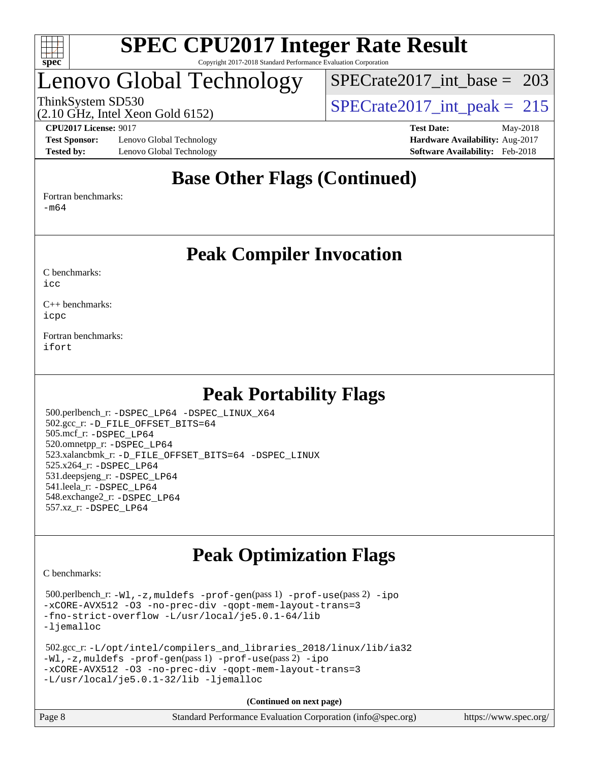# SPEC CPU2017 Integer Rate Result

Copyright 2017-2018 Standard Performance Evaluation Corporation

## Lenovo Global Technology

ThinkSystem SD530
(2.10 GHz, Intel Xeon Gold 6152)

SPECrate2017_int_base = 203

SPECrate2017_int_peak = 215

**CPU2017 License:** 9017
**Test Sponsor:** Lenovo Global Technology
**Tested by:** Lenovo Global Technology

**Test Date:** May-2018
**Hardware Availability:** Aug-2017
**Software Availability:** Feb-2018

## Base Other Flags (Continued)

Fortran benchmarks:
-m64

## Peak Compiler Invocation

C benchmarks:
icc

C++ benchmarks:
icpc

Fortran benchmarks:
ifort

## Peak Portability Flags

500.perlbench_r: -DSPEC_LP64 -DSPEC_LINUX_X64
502.gcc_r: -D_FILE_OFFSET_BITS=64
505.mcf_r: -DSPEC_LP64
520.omnetpp_r: -DSPEC_LP64
523.xalancbmk_r: -D_FILE_OFFSET_BITS=64 -DSPEC_LINUX
525.x264_r: -DSPEC_LP64
531.deepsjeng_r: -DSPEC_LP64
541.leela_r: -DSPEC_LP64
548.exchange2_r: -DSPEC_LP64
557.xz_r: -DSPEC_LP64

## Peak Optimization Flags

C benchmarks:

500.perlbench_r: -Wl,-z,muldefs -prof-gen(pass 1) -prof-use(pass 2) -ipo -xCORE-AVX512 -O3 -no-prec-div -qopt-mem-layout-trans=3 -fno-strict-overflow -L/usr/local/je5.0.1-64/lib -ljemalloc

502.gcc_r: -L/opt/intel/compilers_and_libraries_2018/linux/lib/ia32 -Wl,-z,muldefs -prof-gen(pass 1) -prof-use(pass 2) -ipo -xCORE-AVX512 -O3 -no-prec-div -qopt-mem-layout-trans=3 -L/usr/local/je5.0.1-32/lib -ljemalloc

**(Continued on next page)**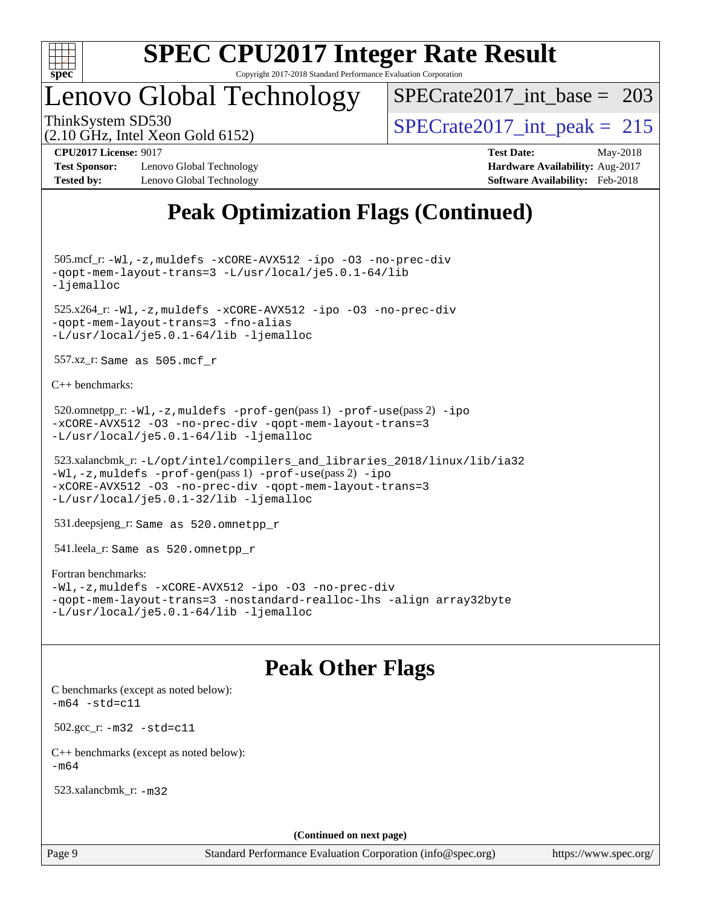# Peak Optimization Flags (Continued)

505.mcf_r: `-Wl,-z,muldefs -xCORE-AVX512 -ipo -O3 -no-prec-div -qopt-mem-layout-trans=3 -L/usr/local/je5.0.1-64/lib -ljemalloc`

525.x264_r: `-Wl,-z,muldefs -xCORE-AVX512 -ipo -O3 -no-prec-div -qopt-mem-layout-trans=3 -fno-alias -L/usr/local/je5.0.1-64/lib -ljemalloc`

557.xz_r: `Same as 505.mcf_r`

C++ benchmarks:

520.omnetpp_r: `-Wl,-z,muldefs -prof-gen`(pass 1) `-prof-use`(pass 2) `-ipo -xCORE-AVX512 -O3 -no-prec-div -qopt-mem-layout-trans=3 -L/usr/local/je5.0.1-64/lib -ljemalloc`

523.xalancbmk_r: `-L/opt/intel/compilers_and_libraries_2018/linux/lib/ia32 -Wl,-z,muldefs -prof-gen`(pass 1) `-prof-use`(pass 2) `-ipo -xCORE-AVX512 -O3 -no-prec-div -qopt-mem-layout-trans=3 -L/usr/local/je5.0.1-32/lib -ljemalloc`

531.deepsjeng_r: `Same as 520.omnetpp_r`

541.leela_r: `Same as 520.omnetpp_r`

Fortran benchmarks:
`-Wl,-z,muldefs -xCORE-AVX512 -ipo -O3 -no-prec-div -qopt-mem-layout-trans=3 -nostandard-realloc-lhs -align array32byte -L/usr/local/je5.0.1-64/lib -ljemalloc`

# Peak Other Flags

C benchmarks (except as noted below):
`-m64 -std=c11`

502.gcc_r: `-m32 -std=c11`

C++ benchmarks (except as noted below):
`-m64`

523.xalancbmk_r: `-m32`

(Continued on next page)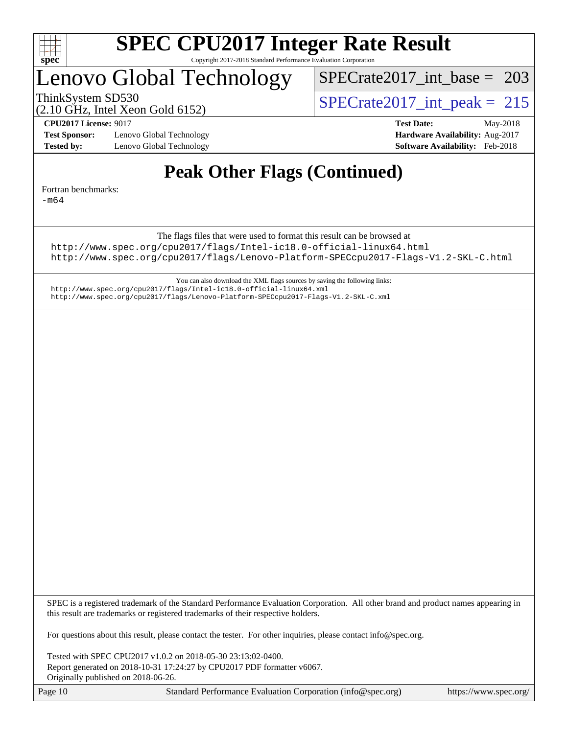# Peak Other Flags (Continued)

Fortran benchmarks:

-m64

The flags files that were used to format this result can be browsed at

http://www.spec.org/cpu2017/flags/Intel-ic18.0-official-linux64.html
http://www.spec.org/cpu2017/flags/Lenovo-Platform-SPECcpu2017-Flags-V1.2-SKL-C.html

You can also download the XML flags sources by saving the following links:

http://www.spec.org/cpu2017/flags/Intel-ic18.0-official-linux64.xml
http://www.spec.org/cpu2017/flags/Lenovo-Platform-SPECcpu2017-Flags-V1.2-SKL-C.xml

SPEC is a registered trademark of the Standard Performance Evaluation Corporation. All other brand and product names appearing in this result are trademarks or registered trademarks of their respective holders.

For questions about this result, please contact the tester. For other inquiries, please contact info@spec.org.

Tested with SPEC CPU2017 v1.0.2 on 2018-05-30 23:13:02-0400.
Report generated on 2018-10-31 17:24:27 by CPU2017 PDF formatter v6067.
Originally published on 2018-06-26.